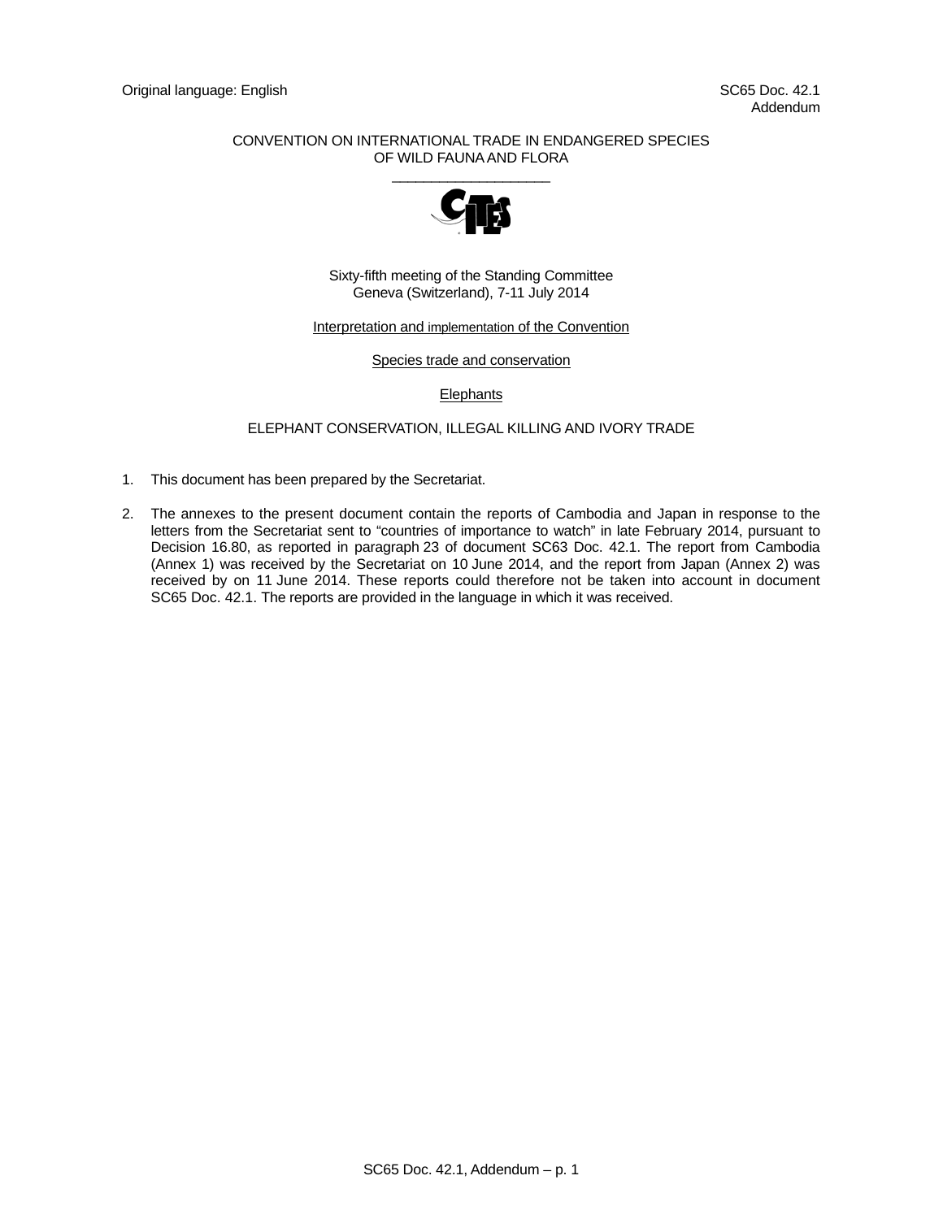Original language: English

SC65 Doc. 42.1
Addendum

CONVENTION ON INTERNATIONAL TRADE IN ENDANGERED SPECIES
OF WILD FAUNA AND FLORA

\_\_\_\_\_\_\_\_\_\_\_\_\_\_\_\_\_\_\_\_

Sixty-fifth meeting of the Standing Committee
Geneva (Switzerland), 7-11 July 2014

Interpretation and implementation of the Convention

Species trade and conservation

Elephants

ELEPHANT CONSERVATION, ILLEGAL KILLING AND IVORY TRADE

1. This document has been prepared by the Secretariat.

2. The annexes to the present document contain the reports of Cambodia and Japan in response to the letters from the Secretariat sent to "countries of importance to watch" in late February 2014, pursuant to Decision 16.80, as reported in paragraph 23 of document SC63 Doc. 42.1. The report from Cambodia (Annex 1) was received by the Secretariat on 10 June 2014, and the report from Japan (Annex 2) was received by on 11 June 2014. These reports could therefore not be taken into account in document SC65 Doc. 42.1. The reports are provided in the language in which it was received.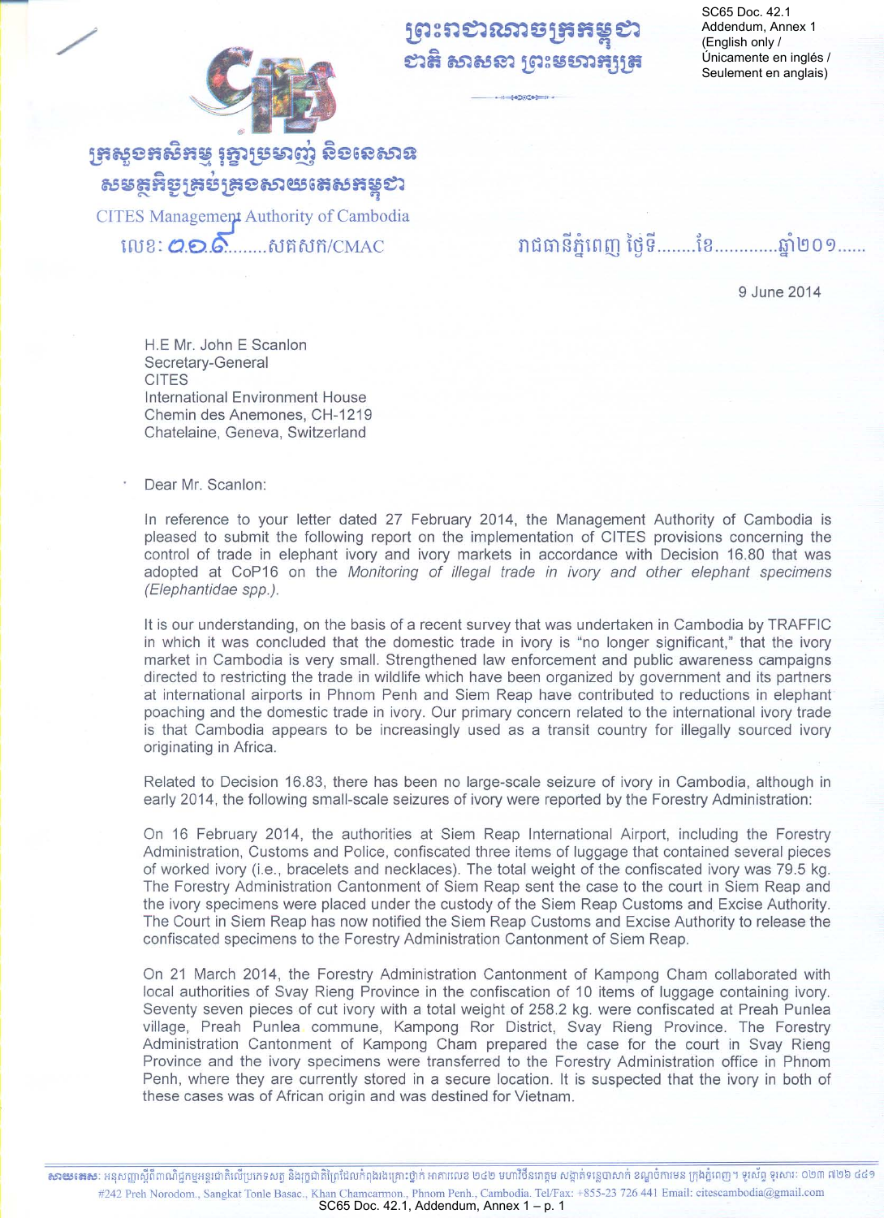SC65 Doc. 42.1
Addendum, Annex 1
(English only /
Únicamente en inglés /
Seulement en anglais)

ព្រះរាជាណាចក្រកម្ពុជា
ជាតិ សាសនា ព្រះមហាក្សត្រ

ក្រសួងកសិកម្ម រុក្ខាប្រមាញ់ និងនេសាទ
សមត្ថកិច្ចគ្រប់គ្រងសាយតេសកម្ពុជា
CITES Management Authority of Cambodia

លេខ: ០០៨........សគសក/CMAC

រាជធានីភ្នំពេញ ថ្ងៃទី........ខែ............ឆ្នាំ២០១......

9 June 2014

H.E Mr. John E Scanlon
Secretary-General
CITES
International Environment House
Chemin des Anemones, CH-1219
Chatelaine, Geneva, Switzerland

Dear Mr. Scanlon:

In reference to your letter dated 27 February 2014, the Management Authority of Cambodia is pleased to submit the following report on the implementation of CITES provisions concerning the control of trade in elephant ivory and ivory markets in accordance with Decision 16.80 that was adopted at CoP16 on the *Monitoring of illegal trade in ivory and other elephant specimens (Elephantidae spp.)*.

It is our understanding, on the basis of a recent survey that was undertaken in Cambodia by TRAFFIC in which it was concluded that the domestic trade in ivory is "no longer significant," that the ivory market in Cambodia is very small. Strengthened law enforcement and public awareness campaigns directed to restricting the trade in wildlife which have been organized by government and its partners at international airports in Phnom Penh and Siem Reap have contributed to reductions in elephant poaching and the domestic trade in ivory. Our primary concern related to the international ivory trade is that Cambodia appears to be increasingly used as a transit country for illegally sourced ivory originating in Africa.

Related to Decision 16.83, there has been no large-scale seizure of ivory in Cambodia, although in early 2014, the following small-scale seizures of ivory were reported by the Forestry Administration:

On 16 February 2014, the authorities at Siem Reap International Airport, including the Forestry Administration, Customs and Police, confiscated three items of luggage that contained several pieces of worked ivory (i.e., bracelets and necklaces). The total weight of the confiscated ivory was 79.5 kg. The Forestry Administration Cantonment of Siem Reap sent the case to the court in Siem Reap and the ivory specimens were placed under the custody of the Siem Reap Customs and Excise Authority. The Court in Siem Reap has now notified the Siem Reap Customs and Excise Authority to release the confiscated specimens to the Forestry Administration Cantonment of Siem Reap.

On 21 March 2014, the Forestry Administration Cantonment of Kampong Cham collaborated with local authorities of Svay Rieng Province in the confiscation of 10 items of luggage containing ivory. Seventy seven pieces of cut ivory with a total weight of 258.2 kg. were confiscated at Preah Punlea village, Preah Punlea commune, Kampong Ror District, Svay Rieng Province. The Forestry Administration Cantonment of Kampong Cham prepared the case for the court in Svay Rieng Province and the ivory specimens were transferred to the Forestry Administration office in Phnom Penh, where they are currently stored in a secure location. It is suspected that the ivory in both of these cases was of African origin and was destined for Vietnam.

អាសយដ្ឋាន: អនុសញ្ញាស្តីពីពាណិជ្ជកម្មអន្តរជាតិលើប្រភេទសត្វ និងរុក្ខជាតិព្រៃដែលកំពុងរងគ្រោះថ្នាក់ អគារលេខ ២៤២ មហាវិថីនរោត្តម សង្កាត់ទន្លេបាសាក់ ខណ្ឌចំការមន ក្រុងភ្នំពេញ។ ទូរស័ព្ទ ទូរសារ: ០២៣ ៧២៦ ៤៤១
#242 Preh Norodom., Sangkat Tonle Basac., Khan Chamcarmon., Phnom Penh., Cambodia. Tel/Fax: +855-23 726 441 Email: citescambodia@gmail.com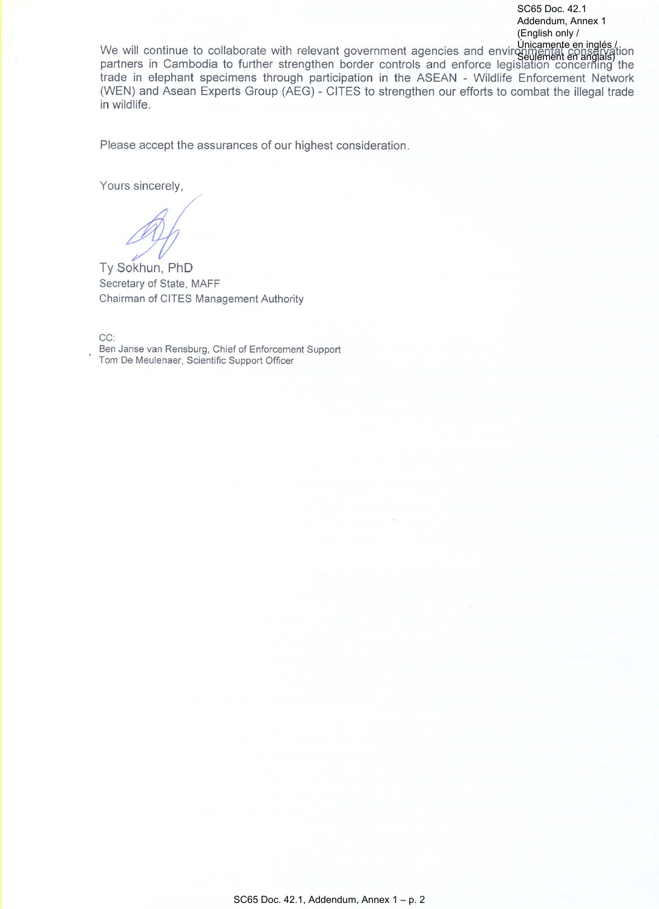We will continue to collaborate with relevant government agencies and environmental conservation partners in Cambodia to further strengthen border controls and enforce legislation concerning the trade in elephant specimens through participation in the ASEAN - Wildlife Enforcement Network (WEN) and Asean Experts Group (AEG) - CITES to strengthen our efforts to combat the illegal trade in wildlife.

Please accept the assurances of our highest consideration.

Yours sincerely,

Ty Sokhun, PhD
Secretary of State, MAFF
Chairman of CITES Management Authority

CC:
Ben Janse van Rensburg, Chief of Enforcement Support
Tom De Meulenaer, Scientific Support Officer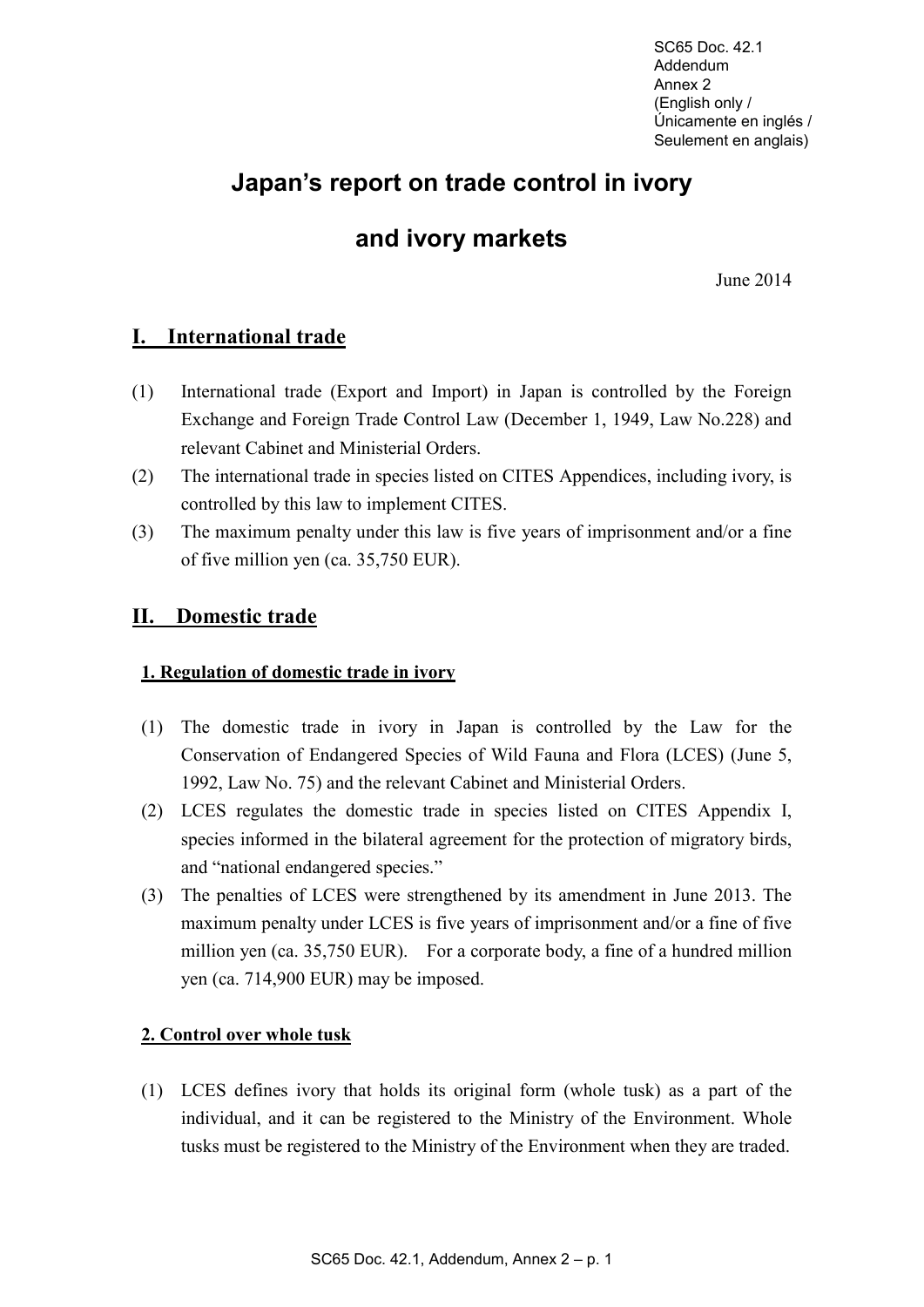SC65 Doc. 42.1
Addendum
Annex 2
(English only /
Únicamente en inglés /
Seulement en anglais)

# Japan's report on trade control in ivory and ivory markets

June 2014

## I. International trade

(1) International trade (Export and Import) in Japan is controlled by the Foreign Exchange and Foreign Trade Control Law (December 1, 1949, Law No.228) and relevant Cabinet and Ministerial Orders.

(2) The international trade in species listed on CITES Appendices, including ivory, is controlled by this law to implement CITES.

(3) The maximum penalty under this law is five years of imprisonment and/or a fine of five million yen (ca. 35,750 EUR).

## II. Domestic trade

### 1. Regulation of domestic trade in ivory

(1) The domestic trade in ivory in Japan is controlled by the Law for the Conservation of Endangered Species of Wild Fauna and Flora (LCES) (June 5, 1992, Law No. 75) and the relevant Cabinet and Ministerial Orders.

(2) LCES regulates the domestic trade in species listed on CITES Appendix I, species informed in the bilateral agreement for the protection of migratory birds, and "national endangered species."

(3) The penalties of LCES were strengthened by its amendment in June 2013. The maximum penalty under LCES is five years of imprisonment and/or a fine of five million yen (ca. 35,750 EUR). For a corporate body, a fine of a hundred million yen (ca. 714,900 EUR) may be imposed.

### 2. Control over whole tusk

(1) LCES defines ivory that holds its original form (whole tusk) as a part of the individual, and it can be registered to the Ministry of the Environment. Whole tusks must be registered to the Ministry of the Environment when they are traded.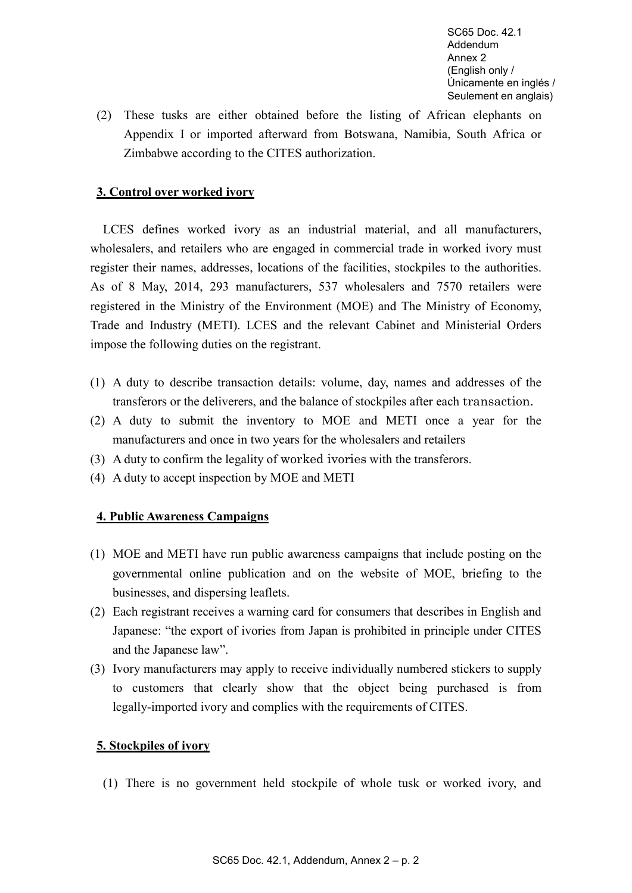(2) These tusks are either obtained before the listing of African elephants on Appendix I or imported afterward from Botswana, Namibia, South Africa or Zimbabwe according to the CITES authorization.

**3. Control over worked ivory**

LCES defines worked ivory as an industrial material, and all manufacturers, wholesalers, and retailers who are engaged in commercial trade in worked ivory must register their names, addresses, locations of the facilities, stockpiles to the authorities. As of 8 May, 2014, 293 manufacturers, 537 wholesalers and 7570 retailers were registered in the Ministry of the Environment (MOE) and The Ministry of Economy, Trade and Industry (METI). LCES and the relevant Cabinet and Ministerial Orders impose the following duties on the registrant.

(1) A duty to describe transaction details: volume, day, names and addresses of the transferors or the deliverers, and the balance of stockpiles after each transaction.
(2) A duty to submit the inventory to MOE and METI once a year for the manufacturers and once in two years for the wholesalers and retailers
(3) A duty to confirm the legality of worked ivories with the transferors.
(4) A duty to accept inspection by MOE and METI

**4. Public Awareness Campaigns**

(1) MOE and METI have run public awareness campaigns that include posting on the governmental online publication and on the website of MOE, briefing to the businesses, and dispersing leaflets.
(2) Each registrant receives a warning card for consumers that describes in English and Japanese: "the export of ivories from Japan is prohibited in principle under CITES and the Japanese law".
(3) Ivory manufacturers may apply to receive individually numbered stickers to supply to customers that clearly show that the object being purchased is from legally-imported ivory and complies with the requirements of CITES.

**5. Stockpiles of ivory**

(1) There is no government held stockpile of whole tusk or worked ivory, and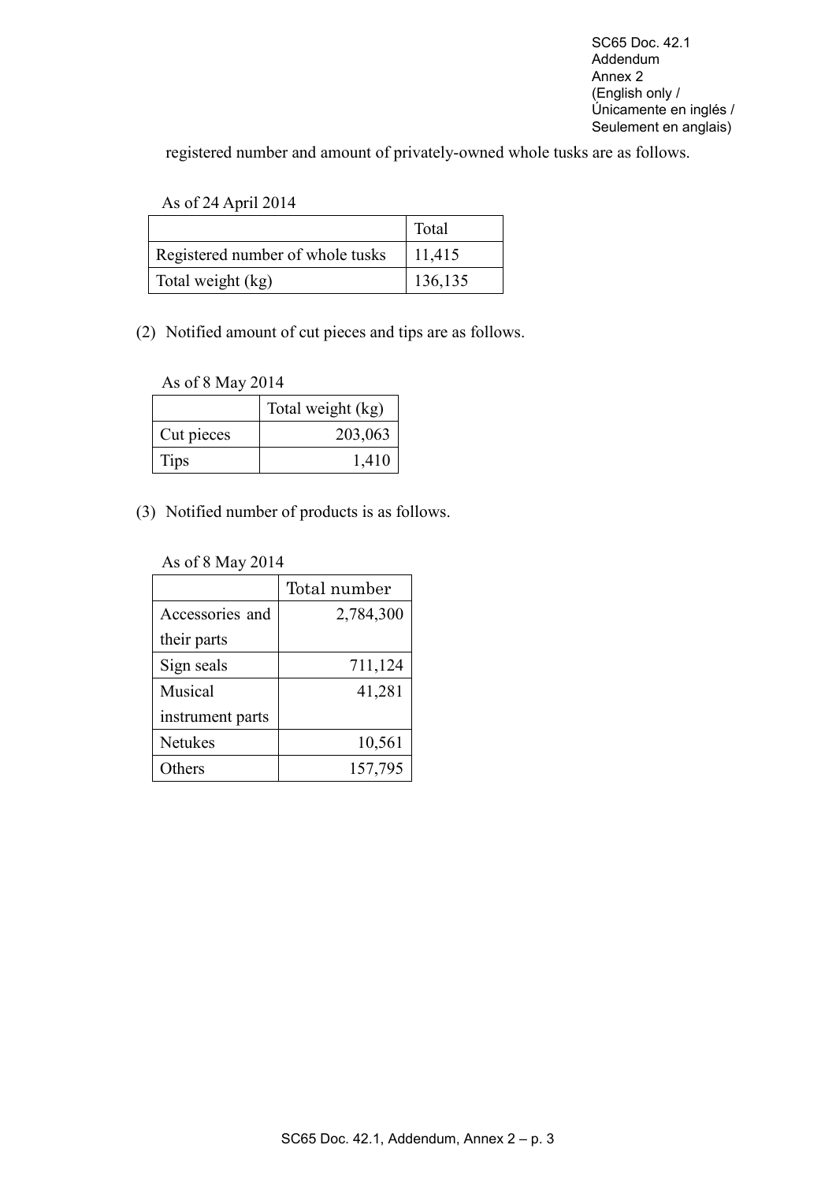registered number and amount of privately-owned whole tusks are as follows.

As of 24 April 2014

| | Total |
|---|---|
| Registered number of whole tusks | 11,415 |
| Total weight (kg) | 136,135 |

(2) Notified amount of cut pieces and tips are as follows.

As of 8 May 2014

| | Total weight (kg) |
|---|---|
| Cut pieces | 203,063 |
| Tips | 1,410 |

(3) Notified number of products is as follows.

As of 8 May 2014

| | Total number |
|---|---|
| Accessories and their parts | 2,784,300 |
| Sign seals | 711,124 |
| Musical instrument parts | 41,281 |
| Netukes | 10,561 |
| Others | 157,795 |